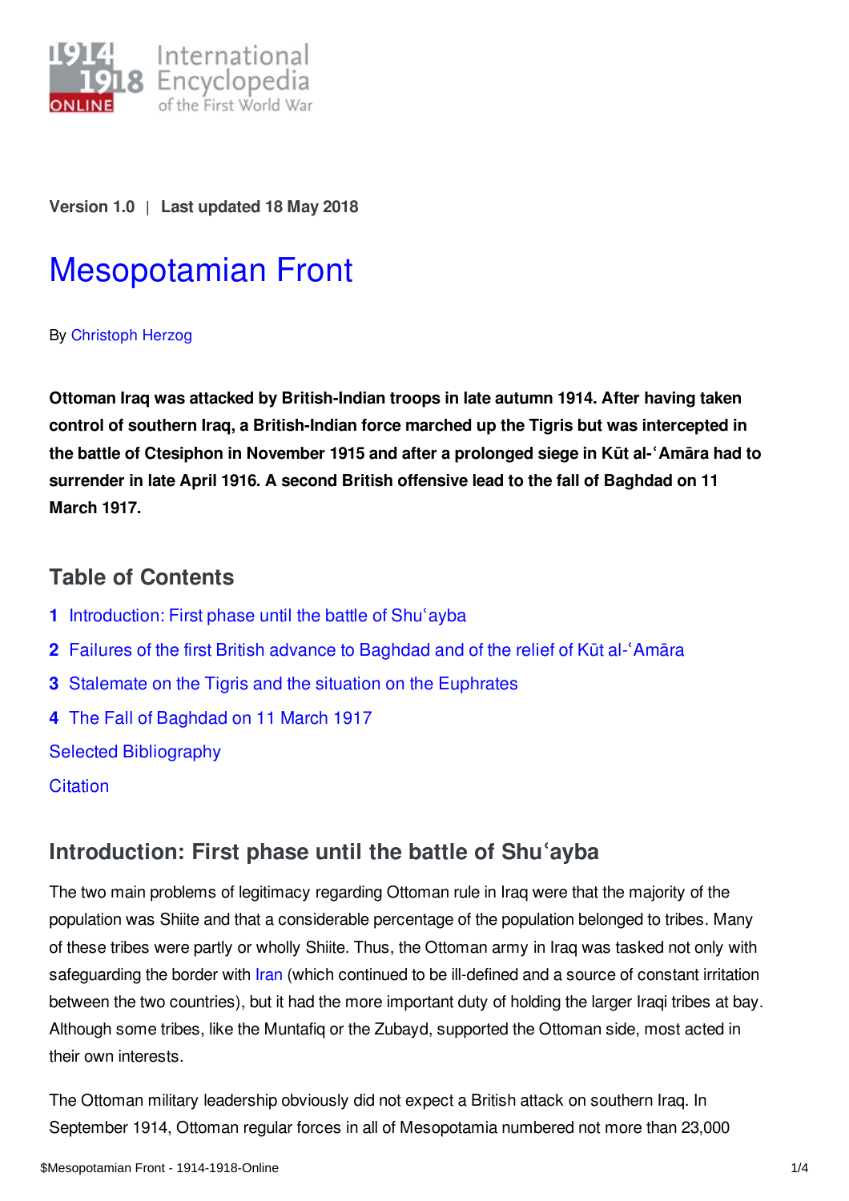Version 1.0 | Last updated 18 May 2018

# Mesopotamian Front

By Christoph Herzog

**Ottoman Iraq was attacked by British-Indian troops in late autumn 1914. After having taken control of southern Iraq, a British-Indian force marched up the Tigris but was intercepted in the battle of Ctesiphon in November 1915 and after a prolonged siege in Kūt al-ʿAmāra had to surrender in late April 1916. A second British offensive lead to the fall of Baghdad on 11 March 1917.**

## Table of Contents

1. Introduction: First phase until the battle of Shuʿayba
2. Failures of the first British advance to Baghdad and of the relief of Kūt al-ʿAmāra
3. Stalemate on the Tigris and the situation on the Euphrates
4. The Fall of Baghdad on 11 March 1917

Selected Bibliography

Citation

## Introduction: First phase until the battle of Shuʿayba

The two main problems of legitimacy regarding Ottoman rule in Iraq were that the majority of the population was Shiite and that a considerable percentage of the population belonged to tribes. Many of these tribes were partly or wholly Shiite. Thus, the Ottoman army in Iraq was tasked not only with safeguarding the border with Iran (which continued to be ill-defined and a source of constant irritation between the two countries), but it had the more important duty of holding the larger Iraqi tribes at bay. Although some tribes, like the Muntafiq or the Zubayd, supported the Ottoman side, most acted in their own interests.

The Ottoman military leadership obviously did not expect a British attack on southern Iraq. In September 1914, Ottoman regular forces in all of Mesopotamia numbered not more than 23,000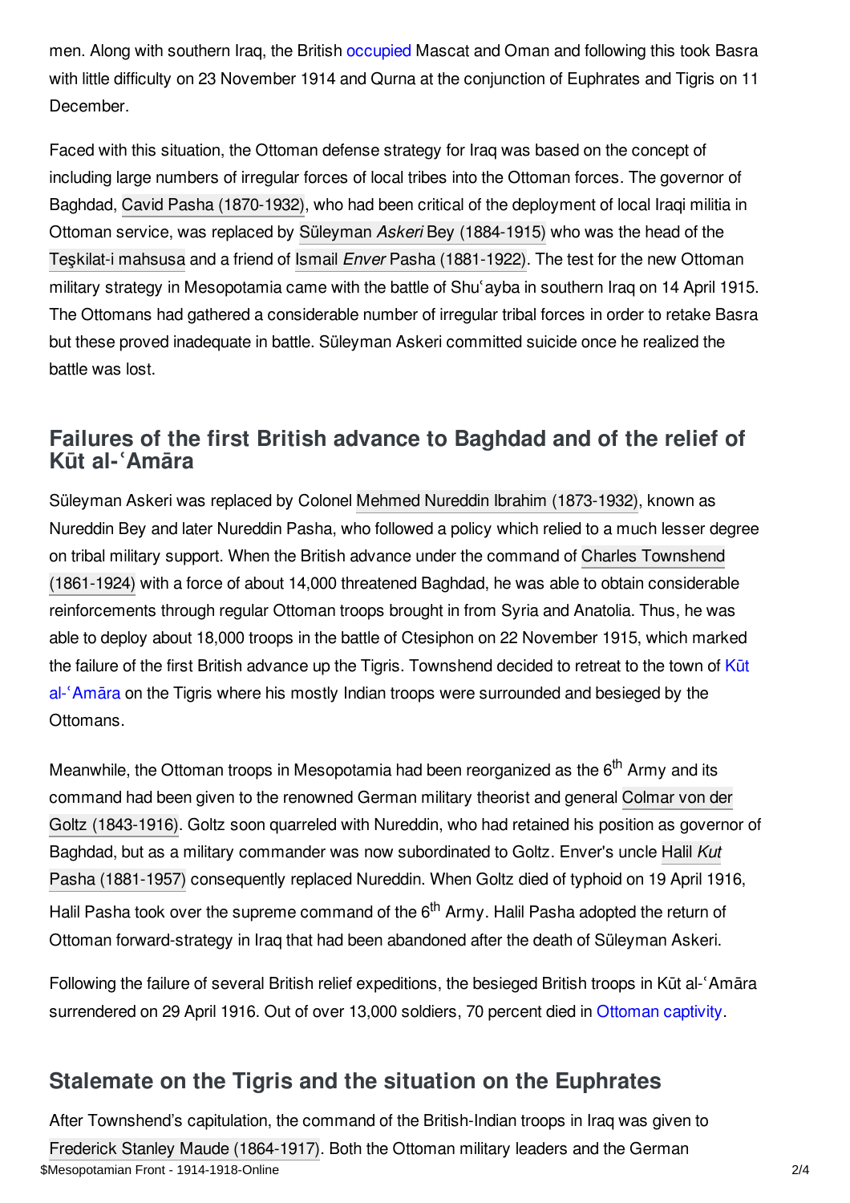men. Along with southern Iraq, the British occupied Mascat and Oman and following this took Basra with little difficulty on 23 November 1914 and Qurna at the conjunction of Euphrates and Tigris on 11 December.

Faced with this situation, the Ottoman defense strategy for Iraq was based on the concept of including large numbers of irregular forces of local tribes into the Ottoman forces. The governor of Baghdad, Cavid Pasha (1870-1932), who had been critical of the deployment of local Iraqi militia in Ottoman service, was replaced by Süleyman *Askeri* Bey (1884-1915) who was the head of the Teşkilat-i mahsusa and a friend of Ismail *Enver* Pasha (1881-1922). The test for the new Ottoman military strategy in Mesopotamia came with the battle of Shuʿayba in southern Iraq on 14 April 1915. The Ottomans had gathered a considerable number of irregular tribal forces in order to retake Basra but these proved inadequate in battle. Süleyman Askeri committed suicide once he realized the battle was lost.

## Failures of the first British advance to Baghdad and of the relief of Kūt al-ʿAmāra

Süleyman Askeri was replaced by Colonel Mehmed Nureddin Ibrahim (1873-1932), known as Nureddin Bey and later Nureddin Pasha, who followed a policy which relied to a much lesser degree on tribal military support. When the British advance under the command of Charles Townshend (1861-1924) with a force of about 14,000 threatened Baghdad, he was able to obtain considerable reinforcements through regular Ottoman troops brought in from Syria and Anatolia. Thus, he was able to deploy about 18,000 troops in the battle of Ctesiphon on 22 November 1915, which marked the failure of the first British advance up the Tigris. Townshend decided to retreat to the town of Kūt al-ʿAmāra on the Tigris where his mostly Indian troops were surrounded and besieged by the Ottomans.

Meanwhile, the Ottoman troops in Mesopotamia had been reorganized as the 6th Army and its command had been given to the renowned German military theorist and general Colmar von der Goltz (1843-1916). Goltz soon quarreled with Nureddin, who had retained his position as governor of Baghdad, but as a military commander was now subordinated to Goltz. Enver's uncle Halil *Kut* Pasha (1881-1957) consequently replaced Nureddin. When Goltz died of typhoid on 19 April 1916, Halil Pasha took over the supreme command of the 6th Army. Halil Pasha adopted the return of Ottoman forward-strategy in Iraq that had been abandoned after the death of Süleyman Askeri.

Following the failure of several British relief expeditions, the besieged British troops in Kūt al-ʿAmāra surrendered on 29 April 1916. Out of over 13,000 soldiers, 70 percent died in Ottoman captivity.

## Stalemate on the Tigris and the situation on the Euphrates

After Townshend's capitulation, the command of the British-Indian troops in Iraq was given to Frederick Stanley Maude (1864-1917). Both the Ottoman military leaders and the German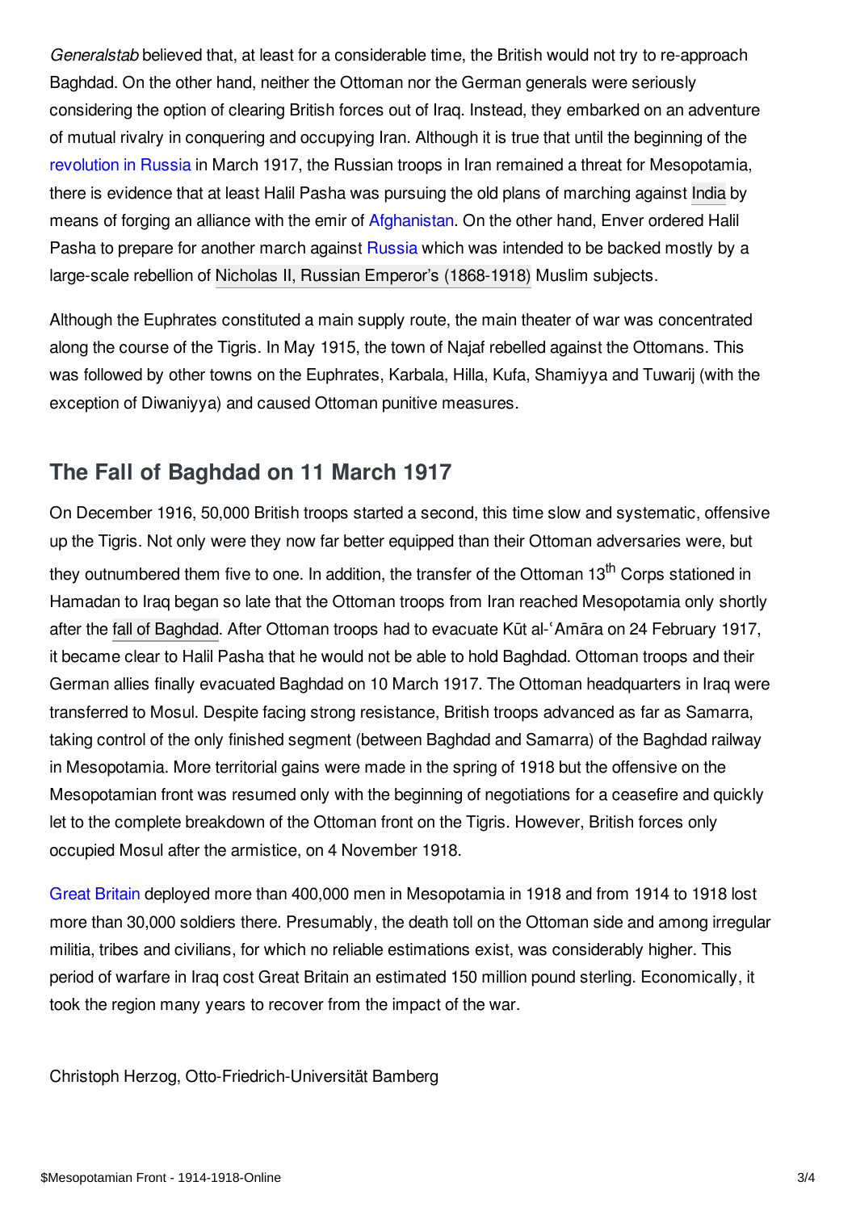*Generalstab* believed that, at least for a considerable time, the British would not try to re-approach Baghdad. On the other hand, neither the Ottoman nor the German generals were seriously considering the option of clearing British forces out of Iraq. Instead, they embarked on an adventure of mutual rivalry in conquering and occupying Iran. Although it is true that until the beginning of the revolution in Russia in March 1917, the Russian troops in Iran remained a threat for Mesopotamia, there is evidence that at least Halil Pasha was pursuing the old plans of marching against India by means of forging an alliance with the emir of Afghanistan. On the other hand, Enver ordered Halil Pasha to prepare for another march against Russia which was intended to be backed mostly by a large-scale rebellion of Nicholas II, Russian Emperor's (1868-1918) Muslim subjects.

Although the Euphrates constituted a main supply route, the main theater of war was concentrated along the course of the Tigris. In May 1915, the town of Najaf rebelled against the Ottomans. This was followed by other towns on the Euphrates, Karbala, Hilla, Kufa, Shamiyya and Tuwarij (with the exception of Diwaniyya) and caused Ottoman punitive measures.

## The Fall of Baghdad on 11 March 1917

On December 1916, 50,000 British troops started a second, this time slow and systematic, offensive up the Tigris. Not only were they now far better equipped than their Ottoman adversaries were, but they outnumbered them five to one. In addition, the transfer of the Ottoman 13th Corps stationed in Hamadan to Iraq began so late that the Ottoman troops from Iran reached Mesopotamia only shortly after the fall of Baghdad. After Ottoman troops had to evacuate Kūt al-ʿAmāra on 24 February 1917, it became clear to Halil Pasha that he would not be able to hold Baghdad. Ottoman troops and their German allies finally evacuated Baghdad on 10 March 1917. The Ottoman headquarters in Iraq were transferred to Mosul. Despite facing strong resistance, British troops advanced as far as Samarra, taking control of the only finished segment (between Baghdad and Samarra) of the Baghdad railway in Mesopotamia. More territorial gains were made in the spring of 1918 but the offensive on the Mesopotamian front was resumed only with the beginning of negotiations for a ceasefire and quickly let to the complete breakdown of the Ottoman front on the Tigris. However, British forces only occupied Mosul after the armistice, on 4 November 1918.

Great Britain deployed more than 400,000 men in Mesopotamia in 1918 and from 1914 to 1918 lost more than 30,000 soldiers there. Presumably, the death toll on the Ottoman side and among irregular militia, tribes and civilians, for which no reliable estimations exist, was considerably higher. This period of warfare in Iraq cost Great Britain an estimated 150 million pound sterling. Economically, it took the region many years to recover from the impact of the war.

Christoph Herzog, Otto-Friedrich-Universität Bamberg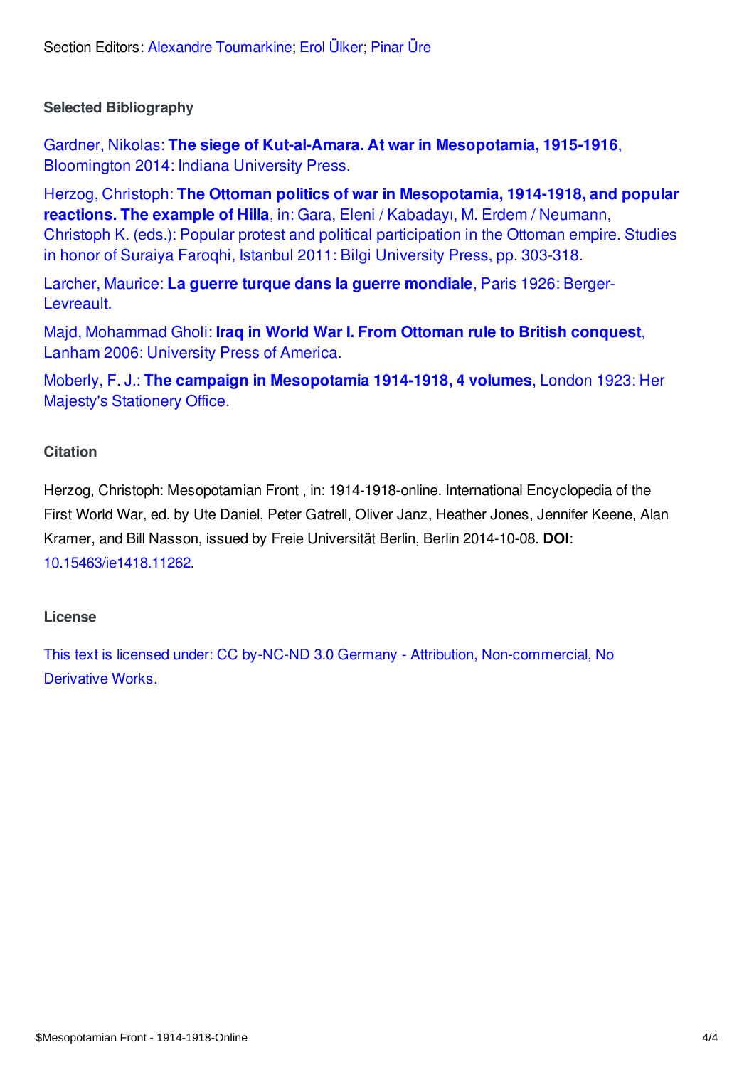Section Editors: Alexandre Toumarkine; Erol Ülker; Pinar Üre

### Selected Bibliography

Gardner, Nikolas: **The siege of Kut-al-Amara. At war in Mesopotamia, 1915-1916**, Bloomington 2014: Indiana University Press.

Herzog, Christoph: **The Ottoman politics of war in Mesopotamia, 1914-1918, and popular reactions. The example of Hilla**, in: Gara, Eleni / Kabadayı, M. Erdem / Neumann, Christoph K. (eds.): Popular protest and political participation in the Ottoman empire. Studies in honor of Suraiya Faroqhi, Istanbul 2011: Bilgi University Press, pp. 303-318.

Larcher, Maurice: **La guerre turque dans la guerre mondiale**, Paris 1926: Berger-Levreault.

Majd, Mohammad Gholi: **Iraq in World War I. From Ottoman rule to British conquest**, Lanham 2006: University Press of America.

Moberly, F. J.: **The campaign in Mesopotamia 1914-1918, 4 volumes**, London 1923: Her Majesty's Stationery Office.

### Citation

Herzog, Christoph: Mesopotamian Front , in: 1914-1918-online. International Encyclopedia of the First World War, ed. by Ute Daniel, Peter Gatrell, Oliver Janz, Heather Jones, Jennifer Keene, Alan Kramer, and Bill Nasson, issued by Freie Universität Berlin, Berlin 2014-10-08. **DOI**: 10.15463/ie1418.11262.

### License

This text is licensed under: CC by-NC-ND 3.0 Germany - Attribution, Non-commercial, No Derivative Works.